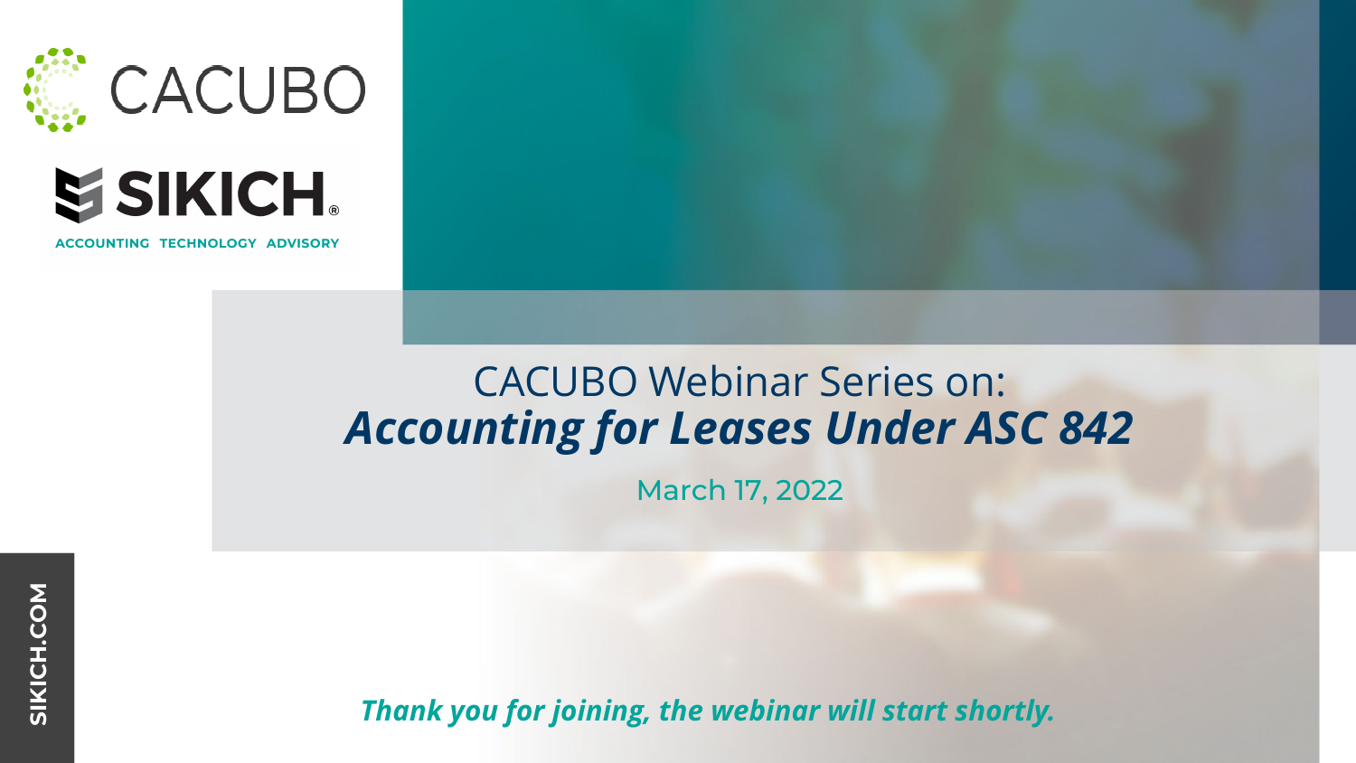CACUBO

SIKICH

ACCOUNTING TECHNOLOGY ADVISORY

# CACUBO Webinar Series on: *Accounting for Leases Under ASC 842*

March 17, 2022

***Thank you for joining, the webinar will start shortly.***

SIKICH.COM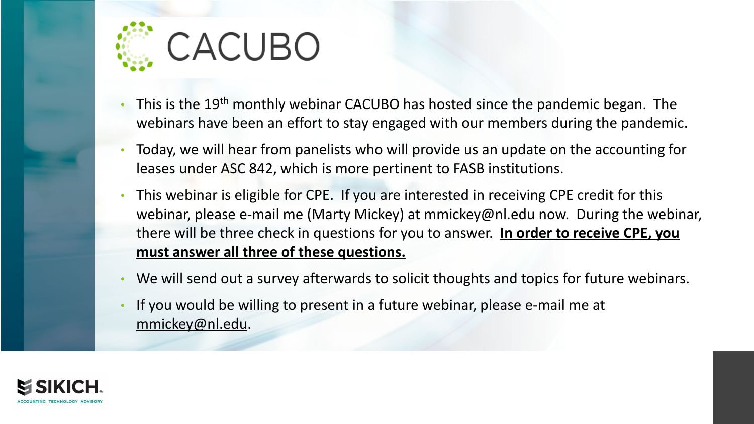# CACUBO

- This is the 19th monthly webinar CACUBO has hosted since the pandemic began. The webinars have been an effort to stay engaged with our members during the pandemic.
- Today, we will hear from panelists who will provide us an update on the accounting for leases under ASC 842, which is more pertinent to FASB institutions.
- This webinar is eligible for CPE. If you are interested in receiving CPE credit for this webinar, please e-mail me (Marty Mickey) at mmickey@nl.edu now. During the webinar, there will be three check in questions for you to answer. **In order to receive CPE, you must answer all three of these questions.**
- We will send out a survey afterwards to solicit thoughts and topics for future webinars.
- If you would be willing to present in a future webinar, please e-mail me at mmickey@nl.edu.

SIKICH
ACCOUNTING TECHNOLOGY ADVISORY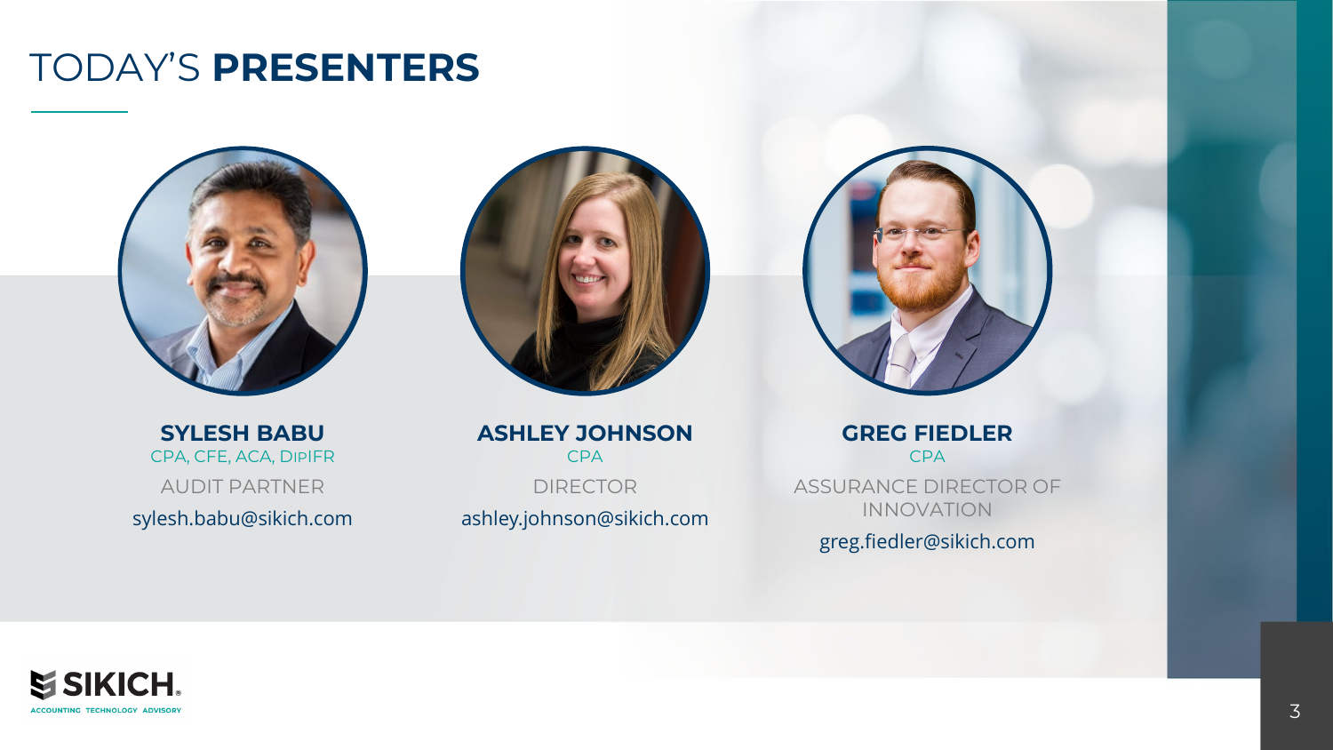# TODAY'S **PRESENTERS**

**SYLESH BABU**
CPA, CFE, ACA, DipIFR
AUDIT PARTNER
sylesh.babu@sikich.com

**ASHLEY JOHNSON**
CPA
DIRECTOR
ashley.johnson@sikich.com

**GREG FIEDLER**
CPA
ASSURANCE DIRECTOR OF INNOVATION
greg.fiedler@sikich.com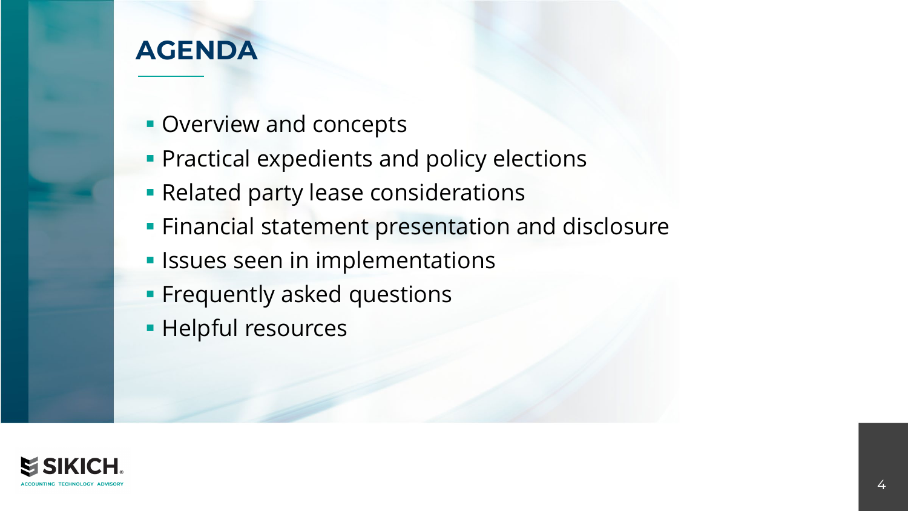# AGENDA

- Overview and concepts
- Practical expedients and policy elections
- Related party lease considerations
- Financial statement presentation and disclosure
- Issues seen in implementations
- Frequently asked questions
- Helpful resources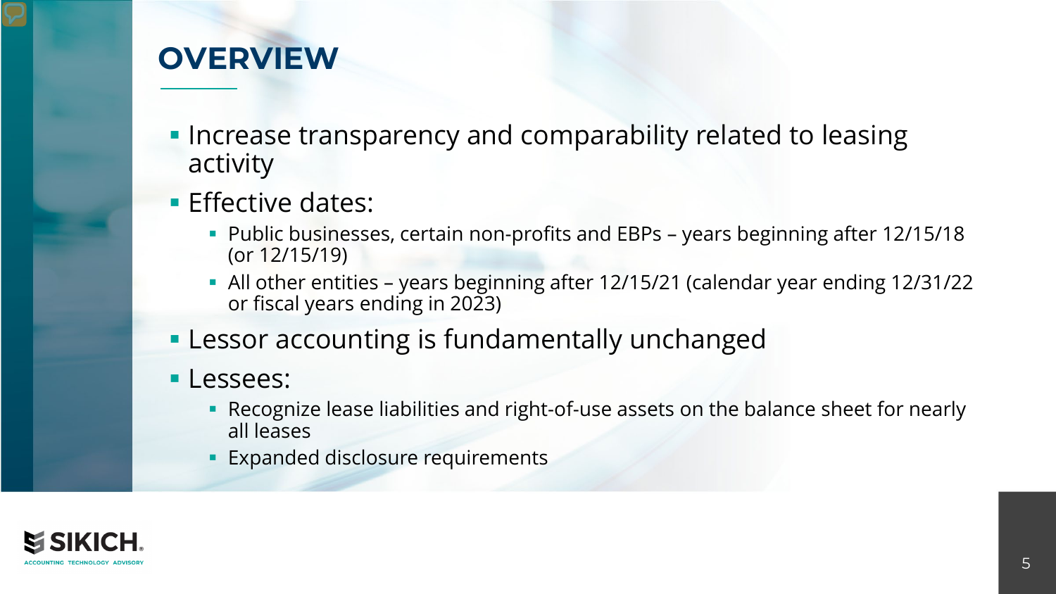# OVERVIEW

- Increase transparency and comparability related to leasing activity
- Effective dates:
  - Public businesses, certain non-profits and EBPs – years beginning after 12/15/18 (or 12/15/19)
  - All other entities – years beginning after 12/15/21 (calendar year ending 12/31/22 or fiscal years ending in 2023)
- Lessor accounting is fundamentally unchanged
- Lessees:
  - Recognize lease liabilities and right-of-use assets on the balance sheet for nearly all leases
  - Expanded disclosure requirements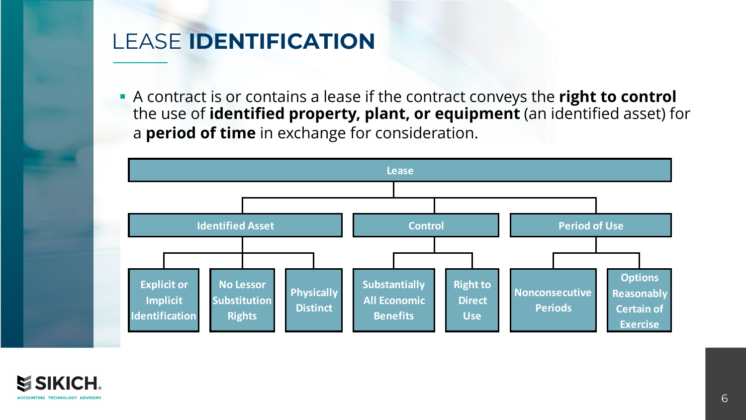# LEASE **IDENTIFICATION**

- A contract is or contains a lease if the contract conveys the **right to control** the use of **identified property, plant, or equipment** (an identified asset) for a **period of time** in exchange for consideration.

- **Lease**
  - **Identified Asset**
    - Explicit or Implicit Identification
    - No Lessor Substitution Rights
    - Physically Distinct
  - **Control**
    - Substantially All Economic Benefits
    - Right to Direct Use
  - **Period of Use**
    - Nonconsecutive Periods
    - Options Reasonably Certain of Exercise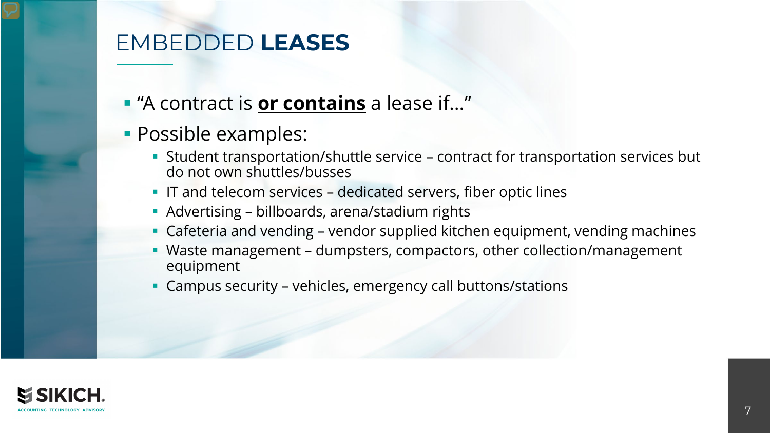# EMBEDDED **LEASES**

- "A contract is **or contains** a lease if…"
- Possible examples:
  - Student transportation/shuttle service – contract for transportation services but do not own shuttles/busses
  - IT and telecom services – dedicated servers, fiber optic lines
  - Advertising – billboards, arena/stadium rights
  - Cafeteria and vending – vendor supplied kitchen equipment, vending machines
  - Waste management – dumpsters, compactors, other collection/management equipment
  - Campus security – vehicles, emergency call buttons/stations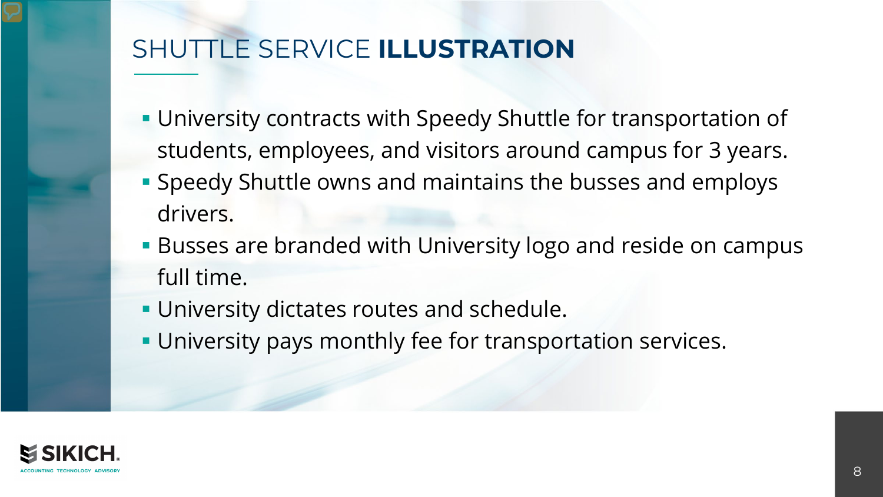# SHUTTLE SERVICE **ILLUSTRATION**

- University contracts with Speedy Shuttle for transportation of students, employees, and visitors around campus for 3 years.
- Speedy Shuttle owns and maintains the busses and employs drivers.
- Busses are branded with University logo and reside on campus full time.
- University dictates routes and schedule.
- University pays monthly fee for transportation services.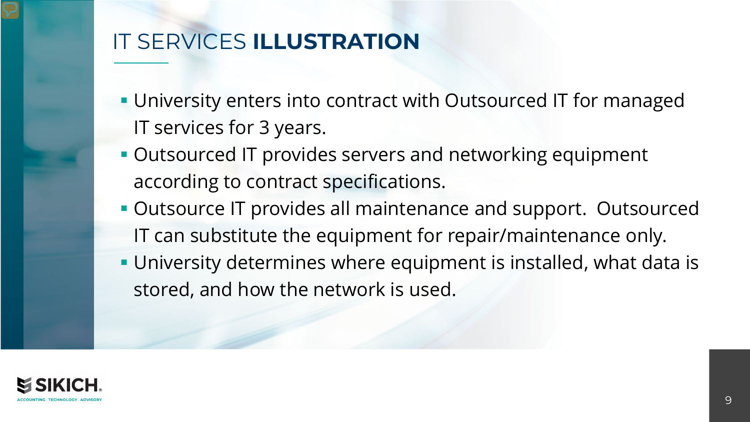# IT SERVICES **ILLUSTRATION**

- University enters into contract with Outsourced IT for managed IT services for 3 years.
- Outsourced IT provides servers and networking equipment according to contract specifications.
- Outsource IT provides all maintenance and support. Outsourced IT can substitute the equipment for repair/maintenance only.
- University determines where equipment is installed, what data is stored, and how the network is used.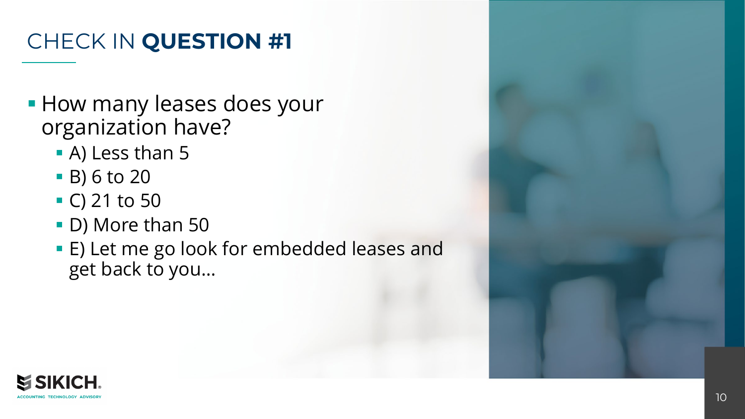# CHECK IN **QUESTION #1**

- How many leases does your organization have?
  - A) Less than 5
  - B) 6 to 20
  - C) 21 to 50
  - D) More than 50
  - E) Let me go look for embedded leases and get back to you…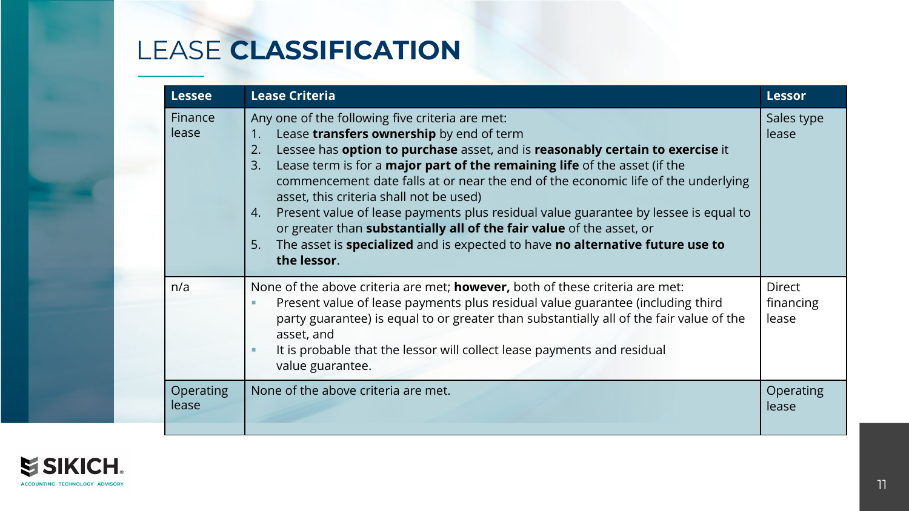# LEASE **CLASSIFICATION**

| Lessee | Lease Criteria | Lessor |
|---|---|---|
| Finance lease | Any one of the following five criteria are met:<br>1. Lease **transfers ownership** by end of term<br>2. Lessee has **option to purchase** asset, and is **reasonably certain to exercise** it<br>3. Lease term is for a **major part of the remaining life** of the asset (if the commencement date falls at or near the end of the economic life of the underlying asset, this criteria shall not be used)<br>4. Present value of lease payments plus residual value guarantee by lessee is equal to or greater than **substantially all of the fair value** of the asset, or<br>5. The asset is **specialized** and is expected to have **no alternative future use to the lessor**. | Sales type lease |
| n/a | None of the above criteria are met; **however,** both of these criteria are met:<br>- Present value of lease payments plus residual value guarantee (including third party guarantee) is equal to or greater than substantially all of the fair value of the asset, and<br>- It is probable that the lessor will collect lease payments and residual value guarantee. | Direct financing lease |
| Operating lease | None of the above criteria are met. | Operating lease |

SIKICH. ACCOUNTING TECHNOLOGY ADVISORY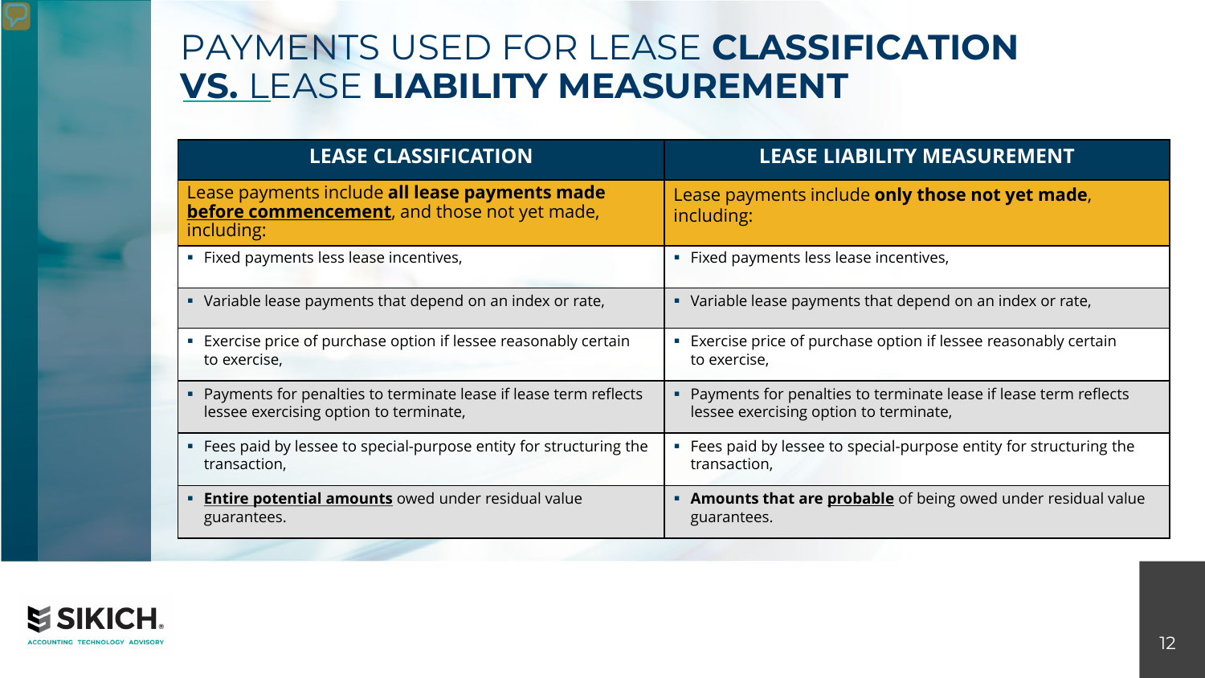# PAYMENTS USED FOR LEASE **CLASSIFICATION** **VS.** LEASE **LIABILITY MEASUREMENT**

| LEASE CLASSIFICATION | LEASE LIABILITY MEASUREMENT |
|---|---|
| Lease payments include **all lease payments made before commencement**, and those not yet made, including: | Lease payments include **only those not yet made**, including: |
| ▪ Fixed payments less lease incentives, | ▪ Fixed payments less lease incentives, |
| ▪ Variable lease payments that depend on an index or rate, | ▪ Variable lease payments that depend on an index or rate, |
| ▪ Exercise price of purchase option if lessee reasonably certain to exercise, | ▪ Exercise price of purchase option if lessee reasonably certain to exercise, |
| ▪ Payments for penalties to terminate lease if lease term reflects lessee exercising option to terminate, | ▪ Payments for penalties to terminate lease if lease term reflects lessee exercising option to terminate, |
| ▪ Fees paid by lessee to special-purpose entity for structuring the transaction, | ▪ Fees paid by lessee to special-purpose entity for structuring the transaction, |
| ▪ **Entire potential amounts** owed under residual value guarantees. | ▪ **Amounts that are probable** of being owed under residual value guarantees. |

SIKICH
ACCOUNTING TECHNOLOGY ADVISORY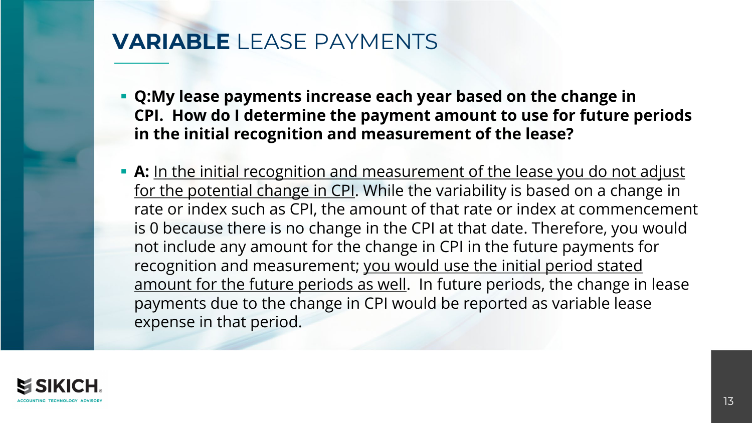# **VARIABLE** LEASE PAYMENTS

- **Q:My lease payments increase each year based on the change in CPI. How do I determine the payment amount to use for future periods in the initial recognition and measurement of the lease?**

- **A:** In the initial recognition and measurement of the lease you do not adjust for the potential change in CPI. While the variability is based on a change in rate or index such as CPI, the amount of that rate or index at commencement is 0 because there is no change in the CPI at that date. Therefore, you would not include any amount for the change in CPI in the future payments for recognition and measurement; you would use the initial period stated amount for the future periods as well. In future periods, the change in lease payments due to the change in CPI would be reported as variable lease expense in that period.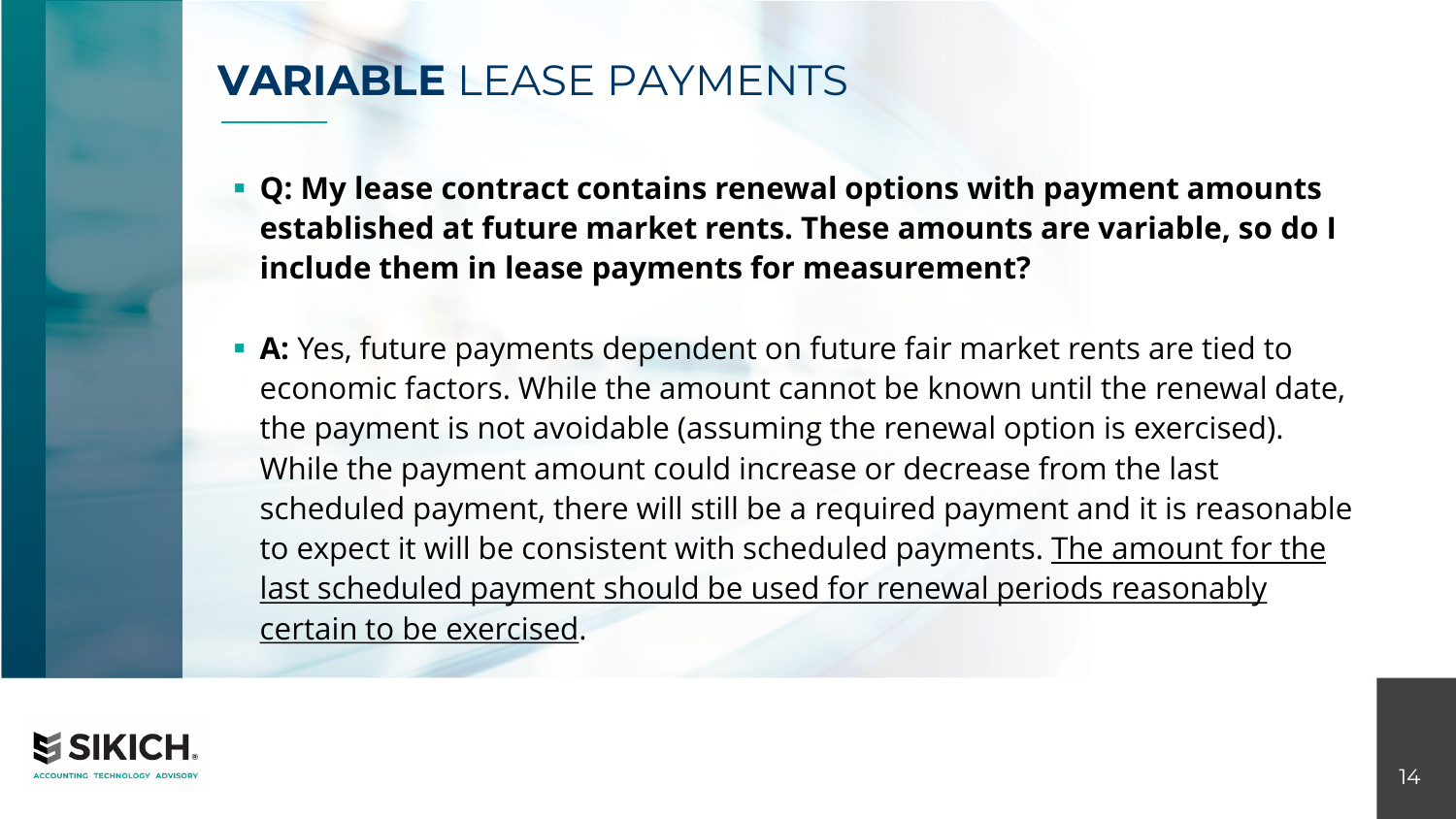# **VARIABLE** LEASE PAYMENTS

- **Q: My lease contract contains renewal options with payment amounts established at future market rents. These amounts are variable, so do I include them in lease payments for measurement?**

- **A:** Yes, future payments dependent on future fair market rents are tied to economic factors. While the amount cannot be known until the renewal date, the payment is not avoidable (assuming the renewal option is exercised). While the payment amount could increase or decrease from the last scheduled payment, there will still be a required payment and it is reasonable to expect it will be consistent with scheduled payments. <u>The amount for the last scheduled payment should be used for renewal periods reasonably certain to be exercised</u>.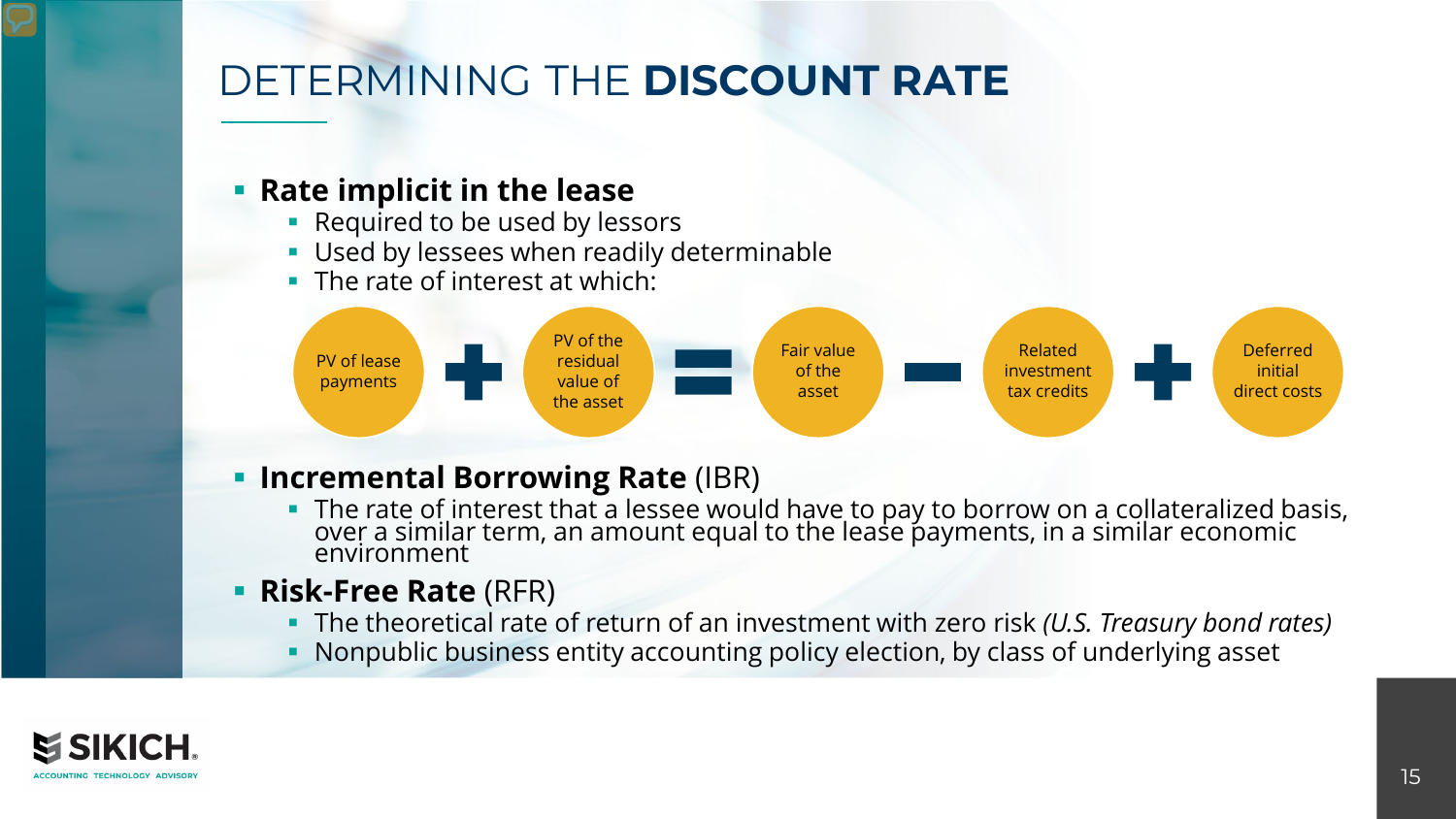# DETERMINING THE **DISCOUNT RATE**

- **Rate implicit in the lease**
  - Required to be used by lessors
  - Used by lessees when readily determinable
  - The rate of interest at which:

PV of lease payments + PV of the residual value of the asset = Fair value of the asset − Related investment tax credits + Deferred initial direct costs

- **Incremental Borrowing Rate** (IBR)
  - The rate of interest that a lessee would have to pay to borrow on a collateralized basis, over a similar term, an amount equal to the lease payments, in a similar economic environment
- **Risk-Free Rate** (RFR)
  - The theoretical rate of return of an investment with zero risk *(U.S. Treasury bond rates)*
  - Nonpublic business entity accounting policy election, by class of underlying asset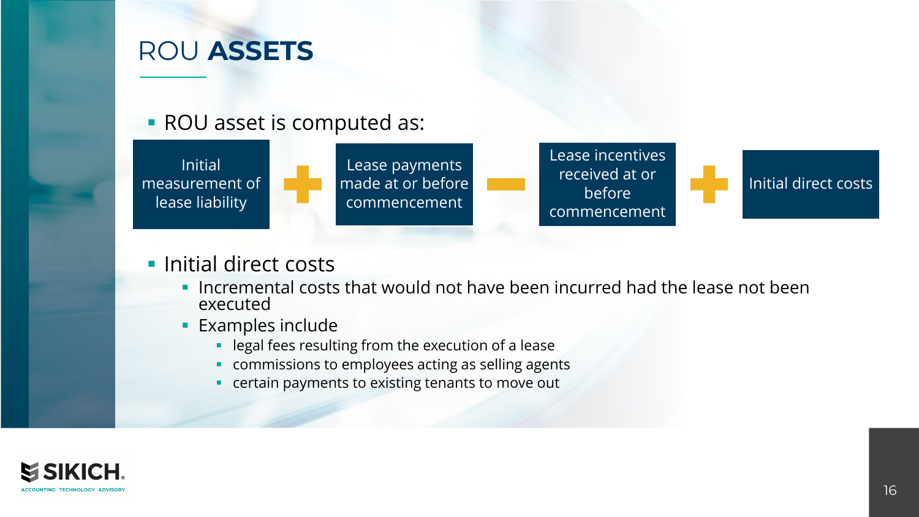# ROU **ASSETS**

- ROU asset is computed as:

Initial measurement of lease liability + Lease payments made at or before commencement − Lease incentives received at or before commencement + Initial direct costs

- Initial direct costs
  - Incremental costs that would not have been incurred had the lease not been executed
  - Examples include
    - legal fees resulting from the execution of a lease
    - commissions to employees acting as selling agents
    - certain payments to existing tenants to move out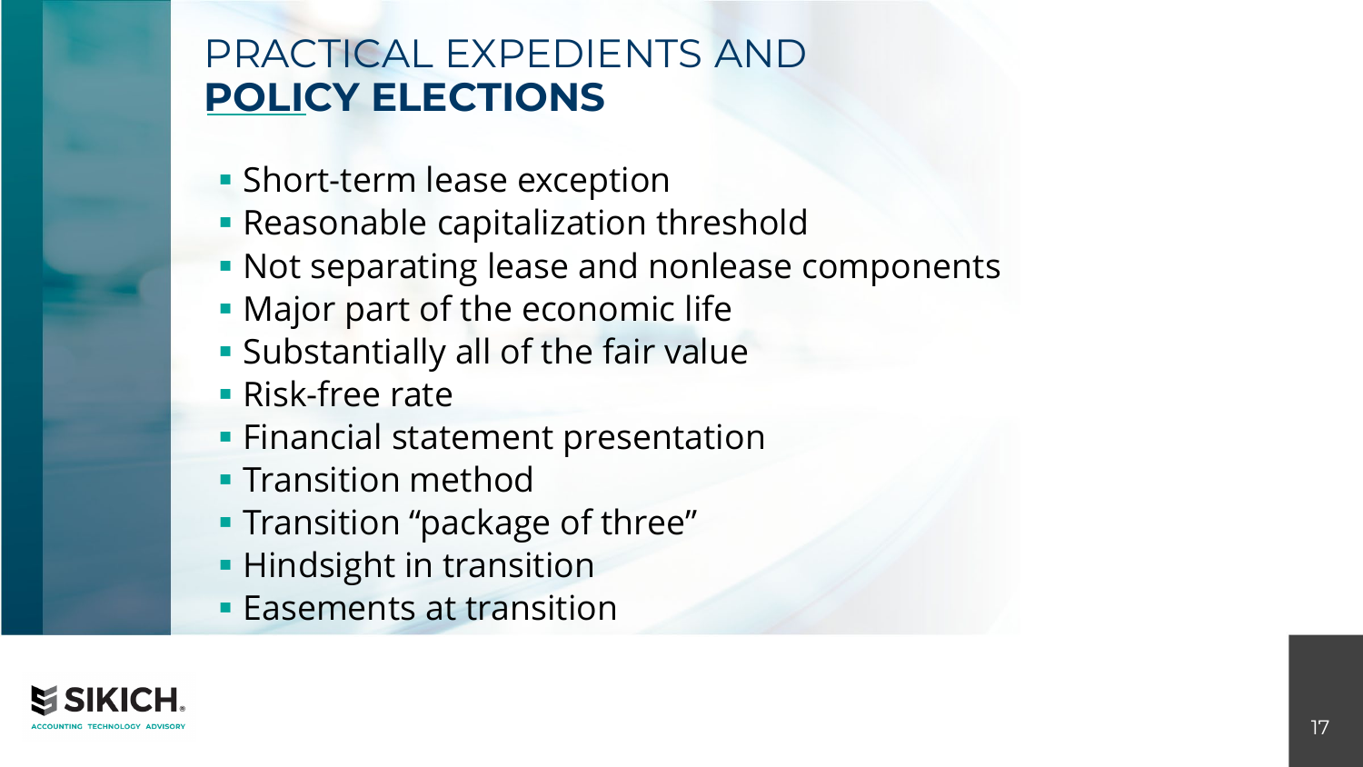# PRACTICAL EXPEDIENTS AND **POLICY ELECTIONS**

- Short-term lease exception
- Reasonable capitalization threshold
- Not separating lease and nonlease components
- Major part of the economic life
- Substantially all of the fair value
- Risk-free rate
- Financial statement presentation
- Transition method
- Transition "package of three"
- Hindsight in transition
- Easements at transition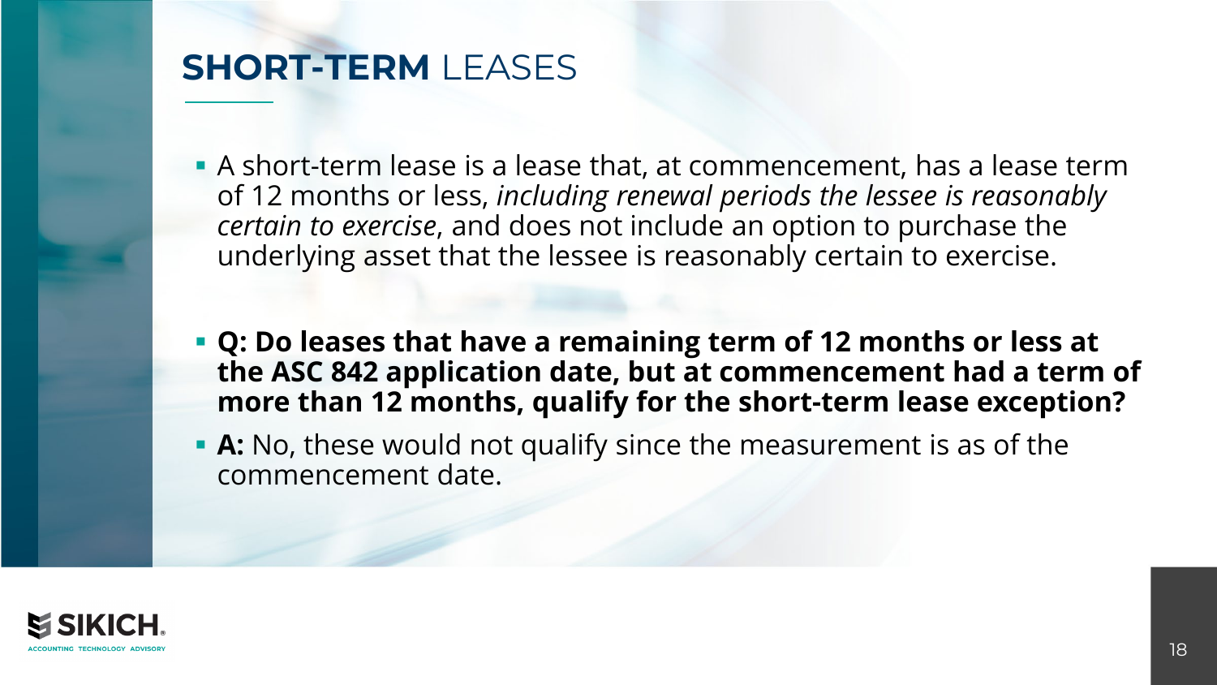# SHORT-TERM LEASES

- A short-term lease is a lease that, at commencement, has a lease term of 12 months or less, *including renewal periods the lessee is reasonably certain to exercise*, and does not include an option to purchase the underlying asset that the lessee is reasonably certain to exercise.

- **Q: Do leases that have a remaining term of 12 months or less at the ASC 842 application date, but at commencement had a term of more than 12 months, qualify for the short-term lease exception?**
- **A:** No, these would not qualify since the measurement is as of the commencement date.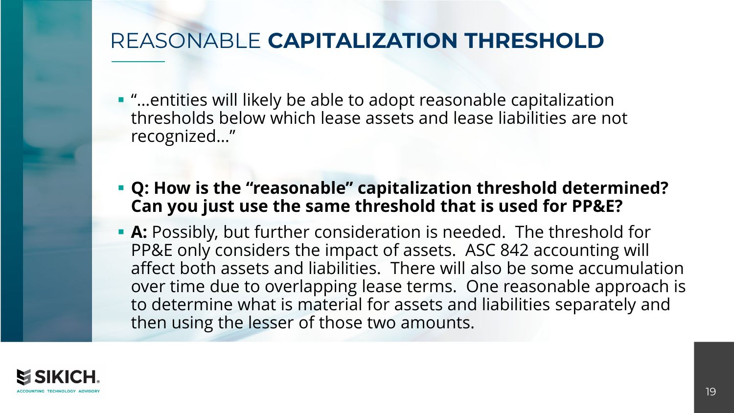# REASONABLE **CAPITALIZATION THRESHOLD**

- "…entities will likely be able to adopt reasonable capitalization thresholds below which lease assets and lease liabilities are not recognized…"

- **Q: How is the "reasonable" capitalization threshold determined? Can you just use the same threshold that is used for PP&E?**
- **A:** Possibly, but further consideration is needed. The threshold for PP&E only considers the impact of assets. ASC 842 accounting will affect both assets and liabilities. There will also be some accumulation over time due to overlapping lease terms. One reasonable approach is to determine what is material for assets and liabilities separately and then using the lesser of those two amounts.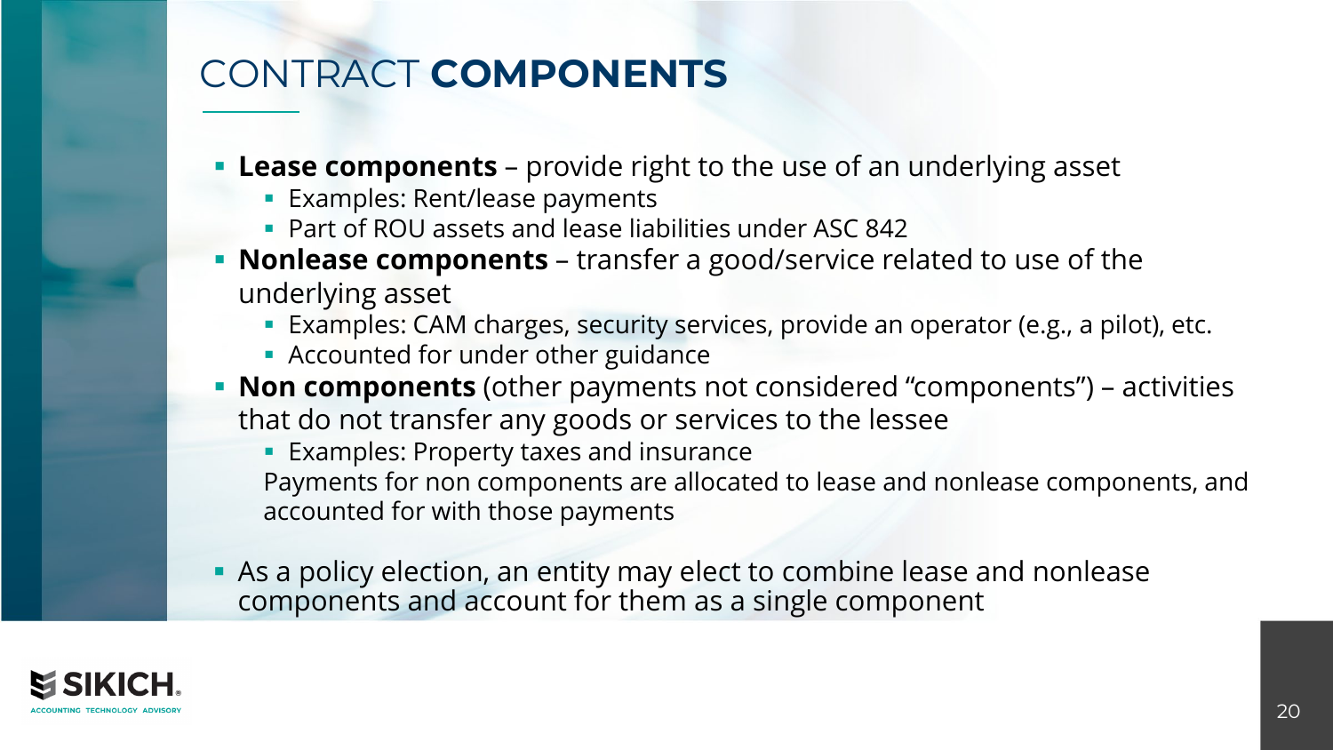# CONTRACT **COMPONENTS**

- **Lease components** – provide right to the use of an underlying asset
  - Examples: Rent/lease payments
  - Part of ROU assets and lease liabilities under ASC 842
- **Nonlease components** – transfer a good/service related to use of the underlying asset
  - Examples: CAM charges, security services, provide an operator (e.g., a pilot), etc.
  - Accounted for under other guidance
- **Non components** (other payments not considered "components") – activities that do not transfer any goods or services to the lessee
  - Examples: Property taxes and insurance

  Payments for non components are allocated to lease and nonlease components, and accounted for with those payments

- As a policy election, an entity may elect to combine lease and nonlease components and account for them as a single component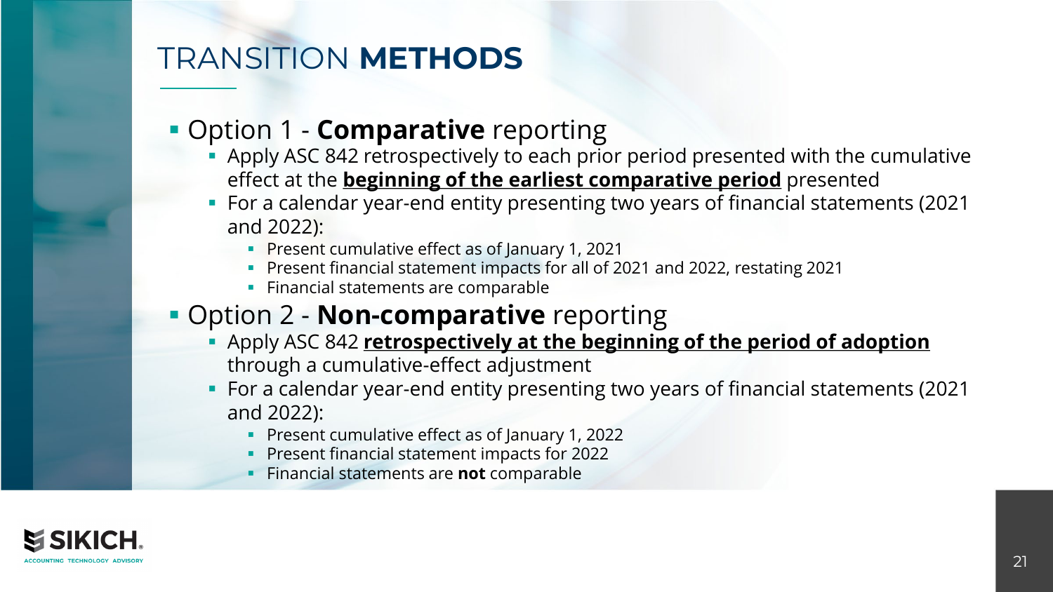# TRANSITION **METHODS**

- Option 1 - **Comparative** reporting
  - Apply ASC 842 retrospectively to each prior period presented with the cumulative effect at the **beginning of the earliest comparative period** presented
  - For a calendar year-end entity presenting two years of financial statements (2021 and 2022):
    - Present cumulative effect as of January 1, 2021
    - Present financial statement impacts for all of 2021 and 2022, restating 2021
    - Financial statements are comparable
- Option 2 - **Non-comparative** reporting
  - Apply ASC 842 **retrospectively at the beginning of the period of adoption** through a cumulative-effect adjustment
  - For a calendar year-end entity presenting two years of financial statements (2021 and 2022):
    - Present cumulative effect as of January 1, 2022
    - Present financial statement impacts for 2022
    - Financial statements are **not** comparable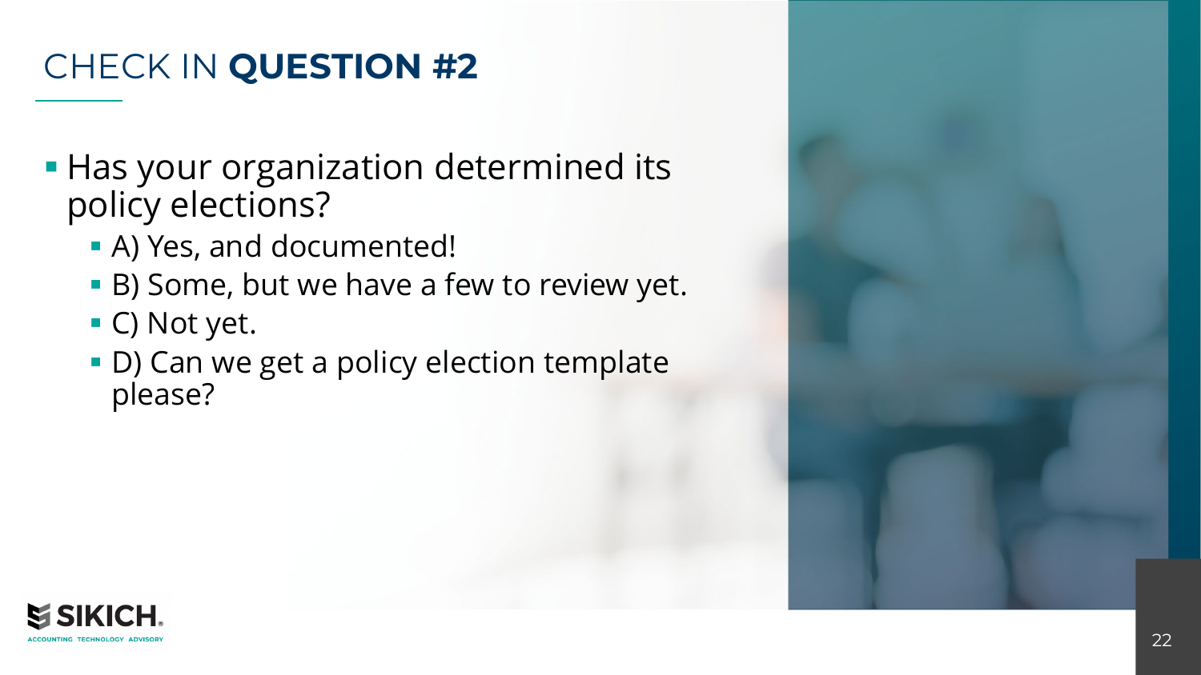# CHECK IN **QUESTION #2**

- Has your organization determined its policy elections?
  - A) Yes, and documented!
  - B) Some, but we have a few to review yet.
  - C) Not yet.
  - D) Can we get a policy election template please?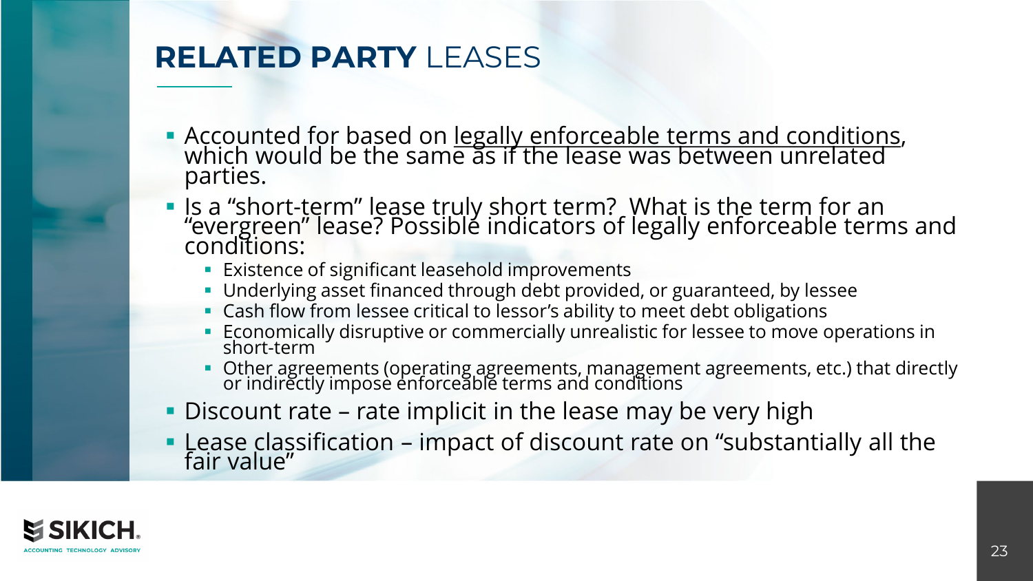# **RELATED PARTY** LEASES

- Accounted for based on <u>legally enforceable terms and conditions</u>, which would be the same as if the lease was between unrelated parties.
- Is a "short-term" lease truly short term? What is the term for an "evergreen" lease? Possible indicators of legally enforceable terms and conditions:
  - Existence of significant leasehold improvements
  - Underlying asset financed through debt provided, or guaranteed, by lessee
  - Cash flow from lessee critical to lessor's ability to meet debt obligations
  - Economically disruptive or commercially unrealistic for lessee to move operations in short-term
  - Other agreements (operating agreements, management agreements, etc.) that directly or indirectly impose enforceable terms and conditions
- Discount rate – rate implicit in the lease may be very high
- Lease classification – impact of discount rate on "substantially all the fair value"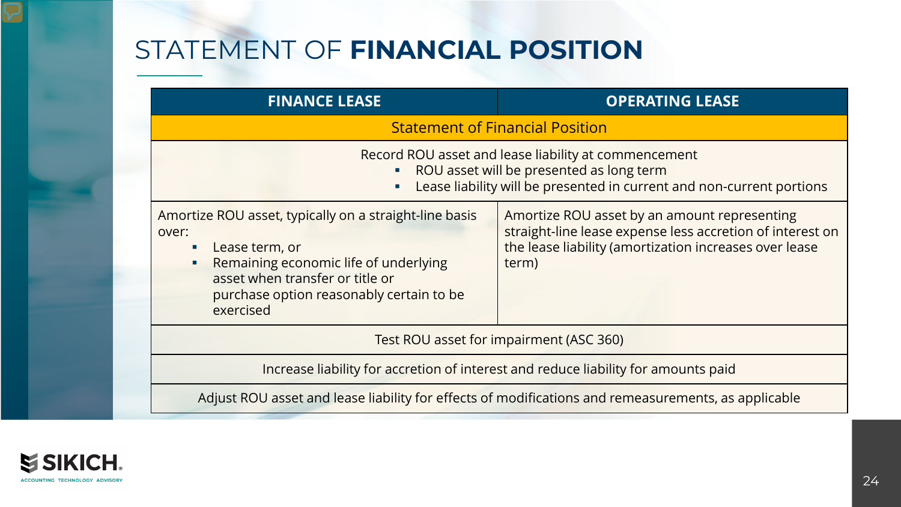# STATEMENT OF **FINANCIAL POSITION**

| FINANCE LEASE | OPERATING LEASE |
|---|---|
| **Statement of Financial Position** | |
| Record ROU asset and lease liability at commencement<br>▪ ROU asset will be presented as long term<br>▪ Lease liability will be presented in current and non-current portions | |
| Amortize ROU asset, typically on a straight-line basis over:<br>▪ Lease term, or<br>▪ Remaining economic life of underlying asset when transfer or title or purchase option reasonably certain to be exercised | Amortize ROU asset by an amount representing straight-line lease expense less accretion of interest on the lease liability (amortization increases over lease term) |
| Test ROU asset for impairment (ASC 360) | |
| Increase liability for accretion of interest and reduce liability for amounts paid | |
| Adjust ROU asset and lease liability for effects of modifications and remeasurements, as applicable | |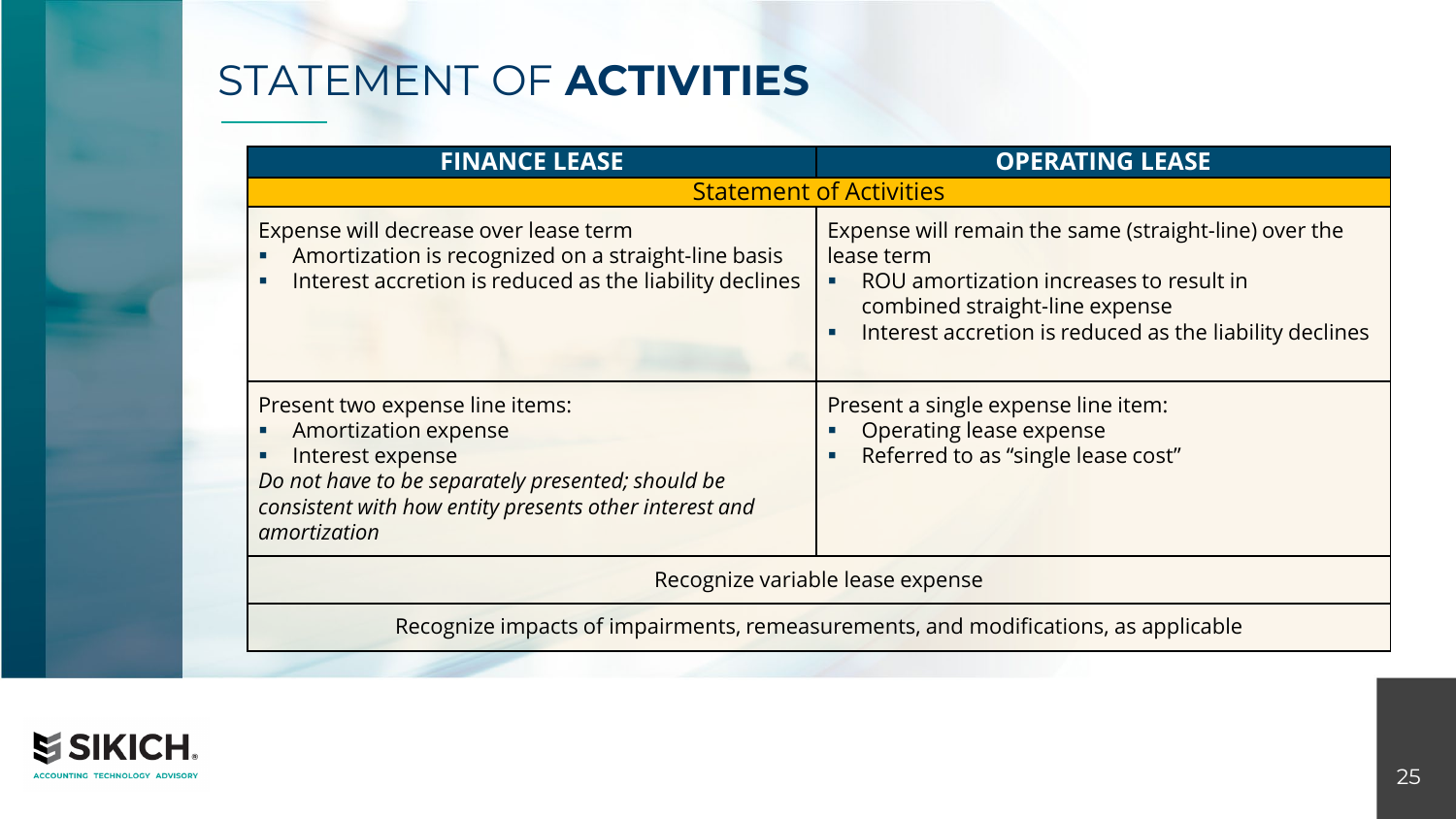# STATEMENT OF **ACTIVITIES**

| FINANCE LEASE | OPERATING LEASE |
|---|---|
| **Statement of Activities** | |
| Expense will decrease over lease term<br>▪ Amortization is recognized on a straight-line basis<br>▪ Interest accretion is reduced as the liability declines | Expense will remain the same (straight-line) over the lease term<br>▪ ROU amortization increases to result in combined straight-line expense<br>▪ Interest accretion is reduced as the liability declines |
| Present two expense line items:<br>▪ Amortization expense<br>▪ Interest expense<br>*Do not have to be separately presented; should be consistent with how entity presents other interest and amortization* | Present a single expense line item:<br>▪ Operating lease expense<br>▪ Referred to as "single lease cost" |
| Recognize variable lease expense | |
| Recognize impacts of impairments, remeasurements, and modifications, as applicable | |

**SIKICH**
ACCOUNTING TECHNOLOGY ADVISORY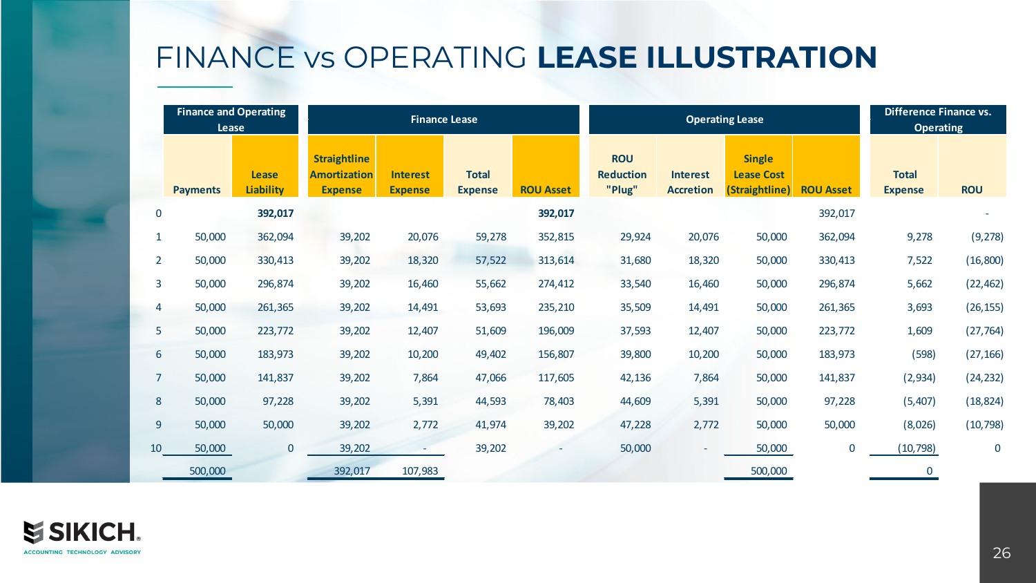# FINANCE vs OPERATING **LEASE ILLUSTRATION**

| | Finance and Operating Lease | | Finance Lease | | | | Operating Lease | | | | Difference Finance vs. Operating | |
|---|---|---|---|---|---|---|---|---|---|---|---|---|
| | Payments | Lease Liability | Straightline Amortization Expense | Interest Expense | Total Expense | ROU Asset | ROU Reduction "Plug" | Interest Accretion | Single Lease Cost (Straightline) | ROU Asset | Total Expense | ROU |
| 0 | | **392,017** | | | | **392,017** | | | | 392,017 | | - |
| 1 | 50,000 | 362,094 | 39,202 | 20,076 | 59,278 | 352,815 | 29,924 | 20,076 | 50,000 | 362,094 | 9,278 | (9,278) |
| 2 | 50,000 | 330,413 | 39,202 | 18,320 | 57,522 | 313,614 | 31,680 | 18,320 | 50,000 | 330,413 | 7,522 | (16,800) |
| 3 | 50,000 | 296,874 | 39,202 | 16,460 | 55,662 | 274,412 | 33,540 | 16,460 | 50,000 | 296,874 | 5,662 | (22,462) |
| 4 | 50,000 | 261,365 | 39,202 | 14,491 | 53,693 | 235,210 | 35,509 | 14,491 | 50,000 | 261,365 | 3,693 | (26,155) |
| 5 | 50,000 | 223,772 | 39,202 | 12,407 | 51,609 | 196,009 | 37,593 | 12,407 | 50,000 | 223,772 | 1,609 | (27,764) |
| 6 | 50,000 | 183,973 | 39,202 | 10,200 | 49,402 | 156,807 | 39,800 | 10,200 | 50,000 | 183,973 | (598) | (27,166) |
| 7 | 50,000 | 141,837 | 39,202 | 7,864 | 47,066 | 117,605 | 42,136 | 7,864 | 50,000 | 141,837 | (2,934) | (24,232) |
| 8 | 50,000 | 97,228 | 39,202 | 5,391 | 44,593 | 78,403 | 44,609 | 5,391 | 50,000 | 97,228 | (5,407) | (18,824) |
| 9 | 50,000 | 50,000 | 39,202 | 2,772 | 41,974 | 39,202 | 47,228 | 2,772 | 50,000 | 50,000 | (8,026) | (10,798) |
| 10 | 50,000 | 0 | 39,202 | - | 39,202 | - | 50,000 | - | 50,000 | 0 | (10,798) | 0 |
| | 500,000 | | 392,017 | 107,983 | | | | | 500,000 | | 0 | |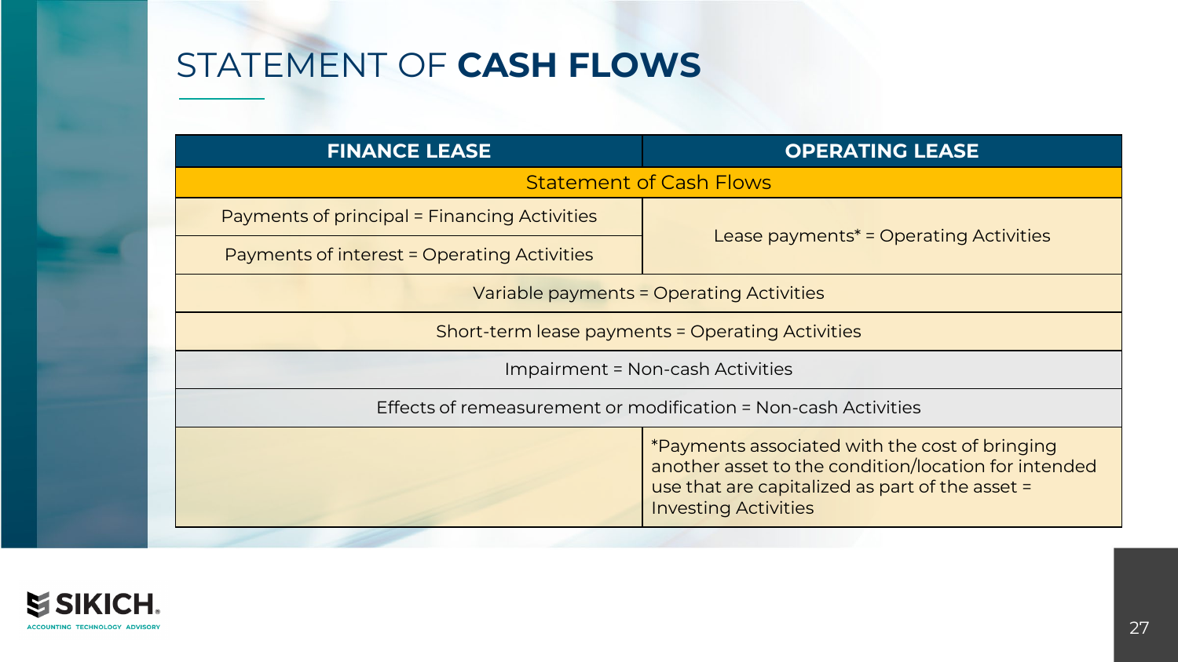# STATEMENT OF **CASH FLOWS**

| FINANCE LEASE | OPERATING LEASE |
|---|---|
| Statement of Cash Flows | |
| Payments of principal = Financing Activities | Lease payments* = Operating Activities |
| Payments of interest = Operating Activities | |
| Variable payments = Operating Activities | |
| Short-term lease payments = Operating Activities | |
| Impairment = Non-cash Activities | |
| Effects of remeasurement or modification = Non-cash Activities | |
| | *Payments associated with the cost of bringing another asset to the condition/location for intended use that are capitalized as part of the asset = Investing Activities |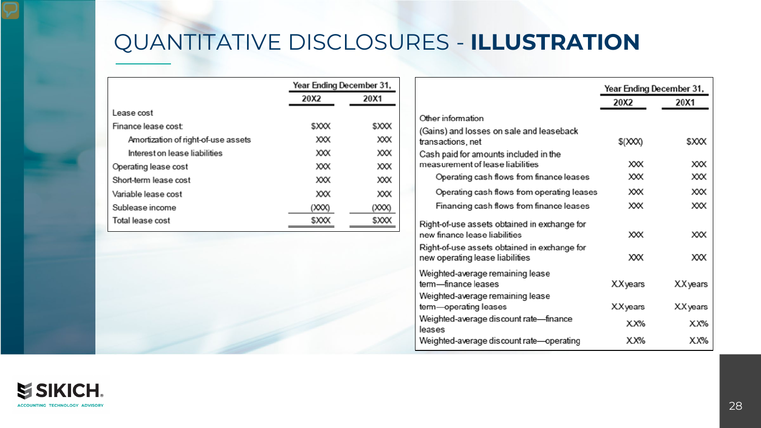# QUANTITATIVE DISCLOSURES - **ILLUSTRATION**

| | Year Ending December 31, | |
|---|---|---|
| | 20X2 | 20X1 |
| Lease cost | | |
| Finance lease cost: | $XXX | $XXX |
| Amortization of right-of-use assets | XXX | XXX |
| Interest on lease liabilities | XXX | XXX |
| Operating lease cost | XXX | XXX |
| Short-term lease cost | XXX | XXX |
| Variable lease cost | XXX | XXX |
| Sublease income | (XXX) | (XXX) |
| Total lease cost | $XXX | $XXX |

| | Year Ending December 31, | |
|---|---|---|
| | 20X2 | 20X1 |
| Other information | | |
| (Gains) and losses on sale and leaseback transactions, net | $(XXX) | $XXX |
| Cash paid for amounts included in the measurement of lease liabilities | XXX | XXX |
| Operating cash flows from finance leases | XXX | XXX |
| Operating cash flows from operating leases | XXX | XXX |
| Financing cash flows from finance leases | XXX | XXX |
| Right-of-use assets obtained in exchange for new finance lease liabilities | XXX | XXX |
| Right-of-use assets obtained in exchange for new operating lease liabilities | XXX | XXX |
| Weighted-average remaining lease term—finance leases | XX years | XX years |
| Weighted-average remaining lease term—operating leases | XX years | XX years |
| Weighted-average discount rate—finance leases | XX% | XX% |
| Weighted-average discount rate—operating | XX% | XX% |

SIKICH.
ACCOUNTING TECHNOLOGY ADVISORY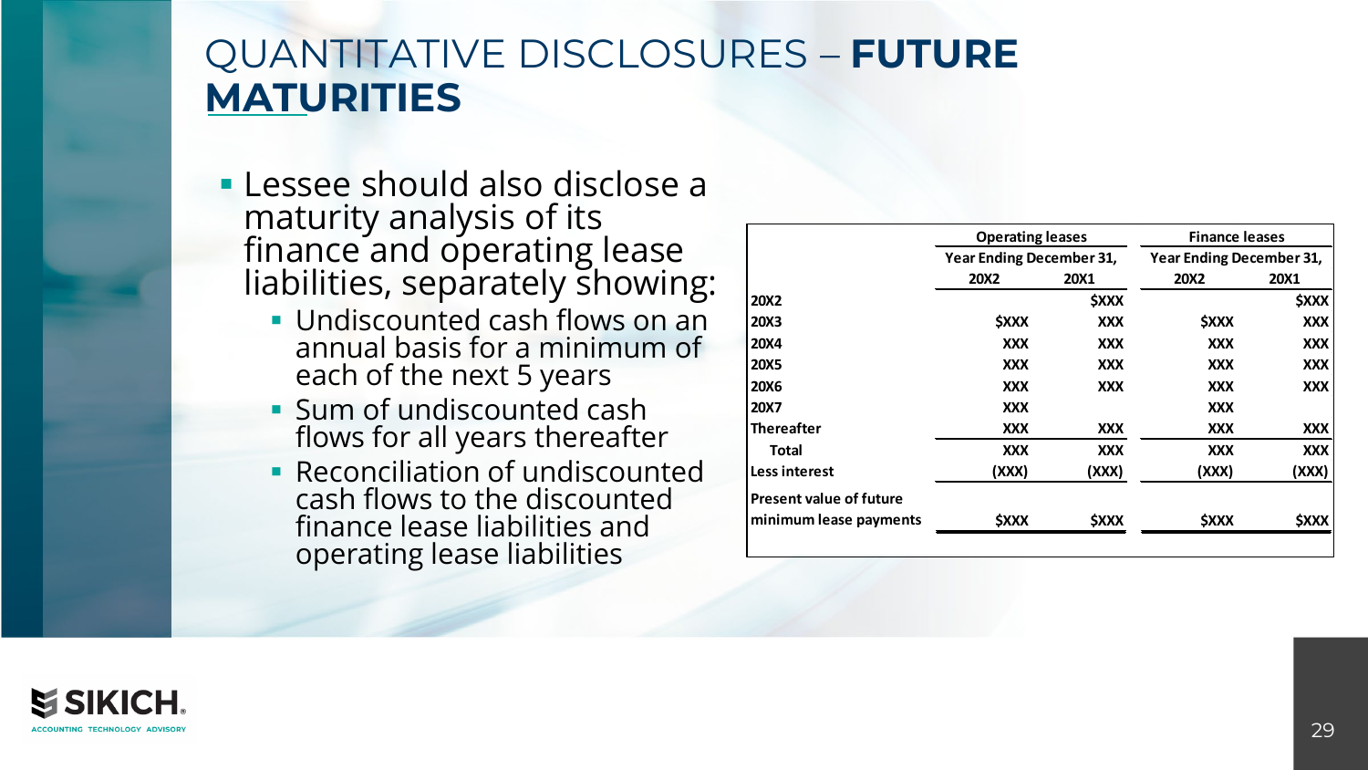# QUANTITATIVE DISCLOSURES – **FUTURE MATURITIES**

- Lessee should also disclose a maturity analysis of its finance and operating lease liabilities, separately showing:
  - Undiscounted cash flows on an annual basis for a minimum of each of the next 5 years
  - Sum of undiscounted cash flows for all years thereafter
  - Reconciliation of undiscounted cash flows to the discounted finance lease liabilities and operating lease liabilities

| | Operating leases | | Finance leases | |
|---|---|---|---|---|
| | Year Ending December 31, | | Year Ending December 31, | |
| | 20X2 | 20X1 | 20X2 | 20X1 |
| 20X2 | | $XXX | | $XXX |
| 20X3 | $XXX | XXX | $XXX | XXX |
| 20X4 | XXX | XXX | XXX | XXX |
| 20X5 | XXX | XXX | XXX | XXX |
| 20X6 | XXX | XXX | XXX | XXX |
| 20X7 | XXX | | XXX | |
| Thereafter | XXX | XXX | XXX | XXX |
| Total | XXX | XXX | XXX | XXX |
| Less interest | (XXX) | (XXX) | (XXX) | (XXX) |
| Present value of future minimum lease payments | $XXX | $XXX | $XXX | $XXX |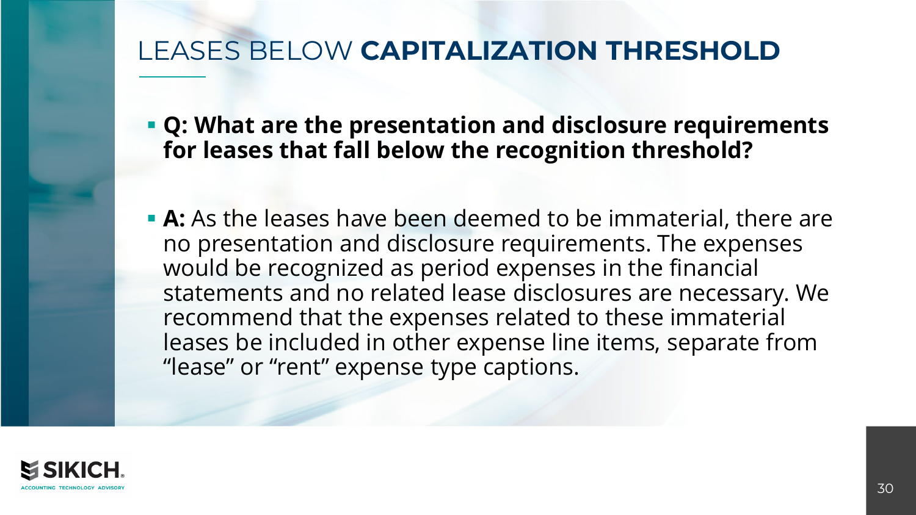# LEASES BELOW **CAPITALIZATION THRESHOLD**

- **Q: What are the presentation and disclosure requirements for leases that fall below the recognition threshold?**

- **A:** As the leases have been deemed to be immaterial, there are no presentation and disclosure requirements. The expenses would be recognized as period expenses in the financial statements and no related lease disclosures are necessary. We recommend that the expenses related to these immaterial leases be included in other expense line items, separate from "lease" or "rent" expense type captions.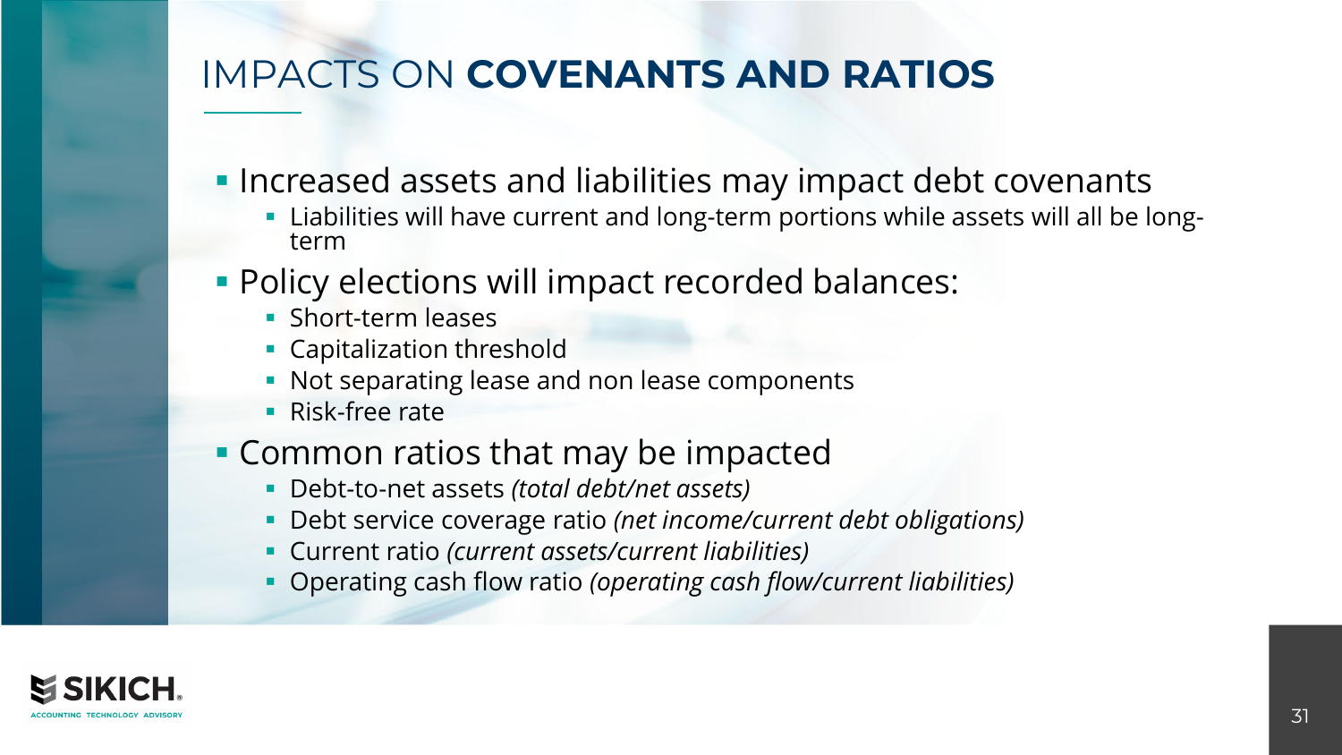# IMPACTS ON **COVENANTS AND RATIOS**

- Increased assets and liabilities may impact debt covenants
  - Liabilities will have current and long-term portions while assets will all be long-term
- Policy elections will impact recorded balances:
  - Short-term leases
  - Capitalization threshold
  - Not separating lease and non lease components
  - Risk-free rate
- Common ratios that may be impacted
  - Debt-to-net assets *(total debt/net assets)*
  - Debt service coverage ratio *(net income/current debt obligations)*
  - Current ratio *(current assets/current liabilities)*
  - Operating cash flow ratio *(operating cash flow/current liabilities)*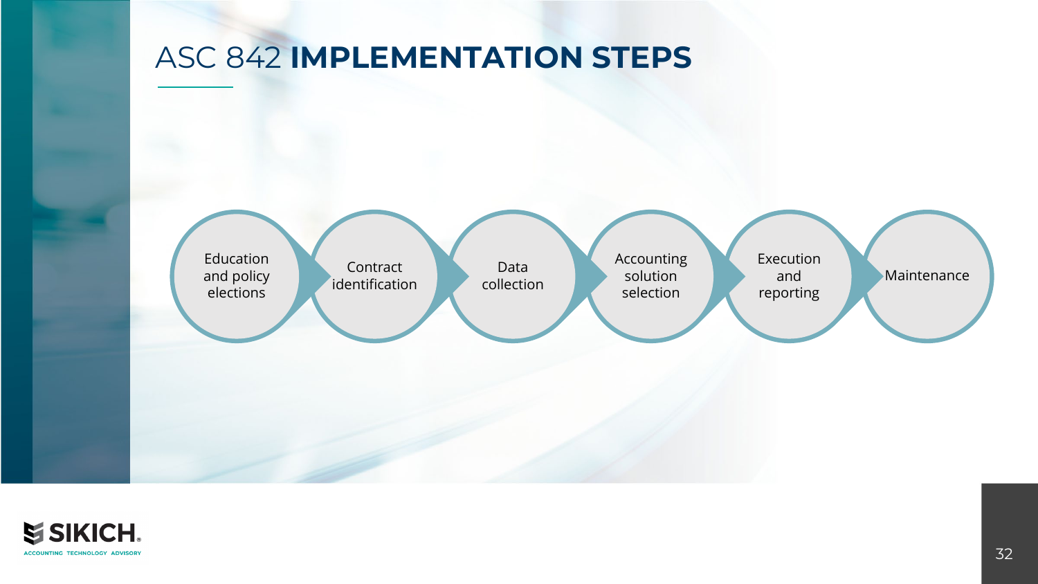# ASC 842 IMPLEMENTATION STEPS

1. Education and policy elections
2. Contract identification
3. Data collection
4. Accounting solution selection
5. Execution and reporting
6. Maintenance

SIKICH.

ACCOUNTING TECHNOLOGY ADVISORY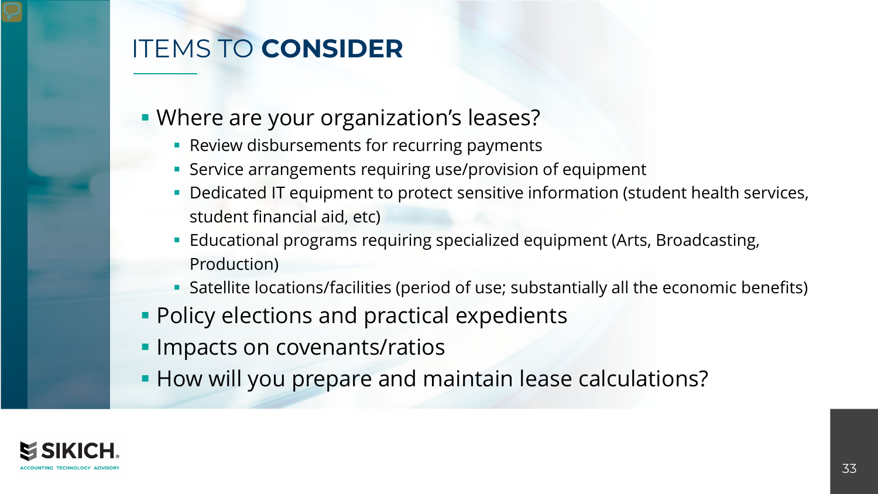# ITEMS TO **CONSIDER**

- Where are your organization's leases?
  - Review disbursements for recurring payments
  - Service arrangements requiring use/provision of equipment
  - Dedicated IT equipment to protect sensitive information (student health services, student financial aid, etc)
  - Educational programs requiring specialized equipment (Arts, Broadcasting, Production)
  - Satellite locations/facilities (period of use; substantially all the economic benefits)
- Policy elections and practical expedients
- Impacts on covenants/ratios
- How will you prepare and maintain lease calculations?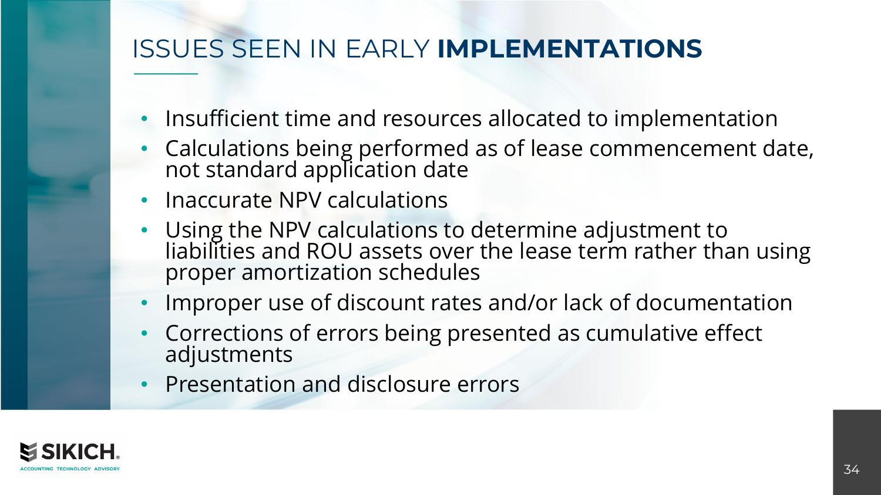# ISSUES SEEN IN EARLY **IMPLEMENTATIONS**

- Insufficient time and resources allocated to implementation
- Calculations being performed as of lease commencement date, not standard application date
- Inaccurate NPV calculations
- Using the NPV calculations to determine adjustment to liabilities and ROU assets over the lease term rather than using proper amortization schedules
- Improper use of discount rates and/or lack of documentation
- Corrections of errors being presented as cumulative effect adjustments
- Presentation and disclosure errors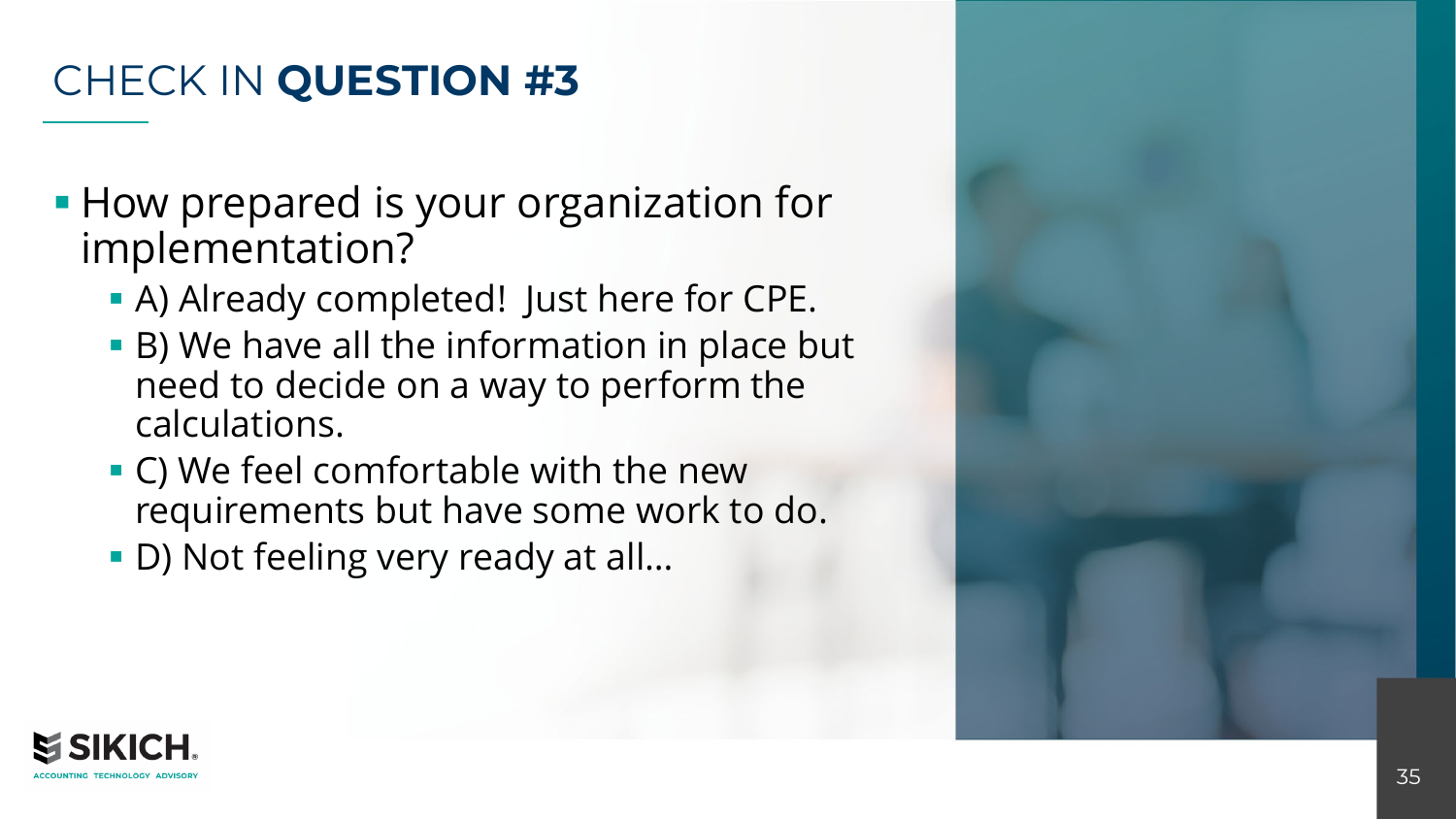# CHECK IN **QUESTION #3**

- How prepared is your organization for implementation?
  - A) Already completed! Just here for CPE.
  - B) We have all the information in place but need to decide on a way to perform the calculations.
  - C) We feel comfortable with the new requirements but have some work to do.
  - D) Not feeling very ready at all…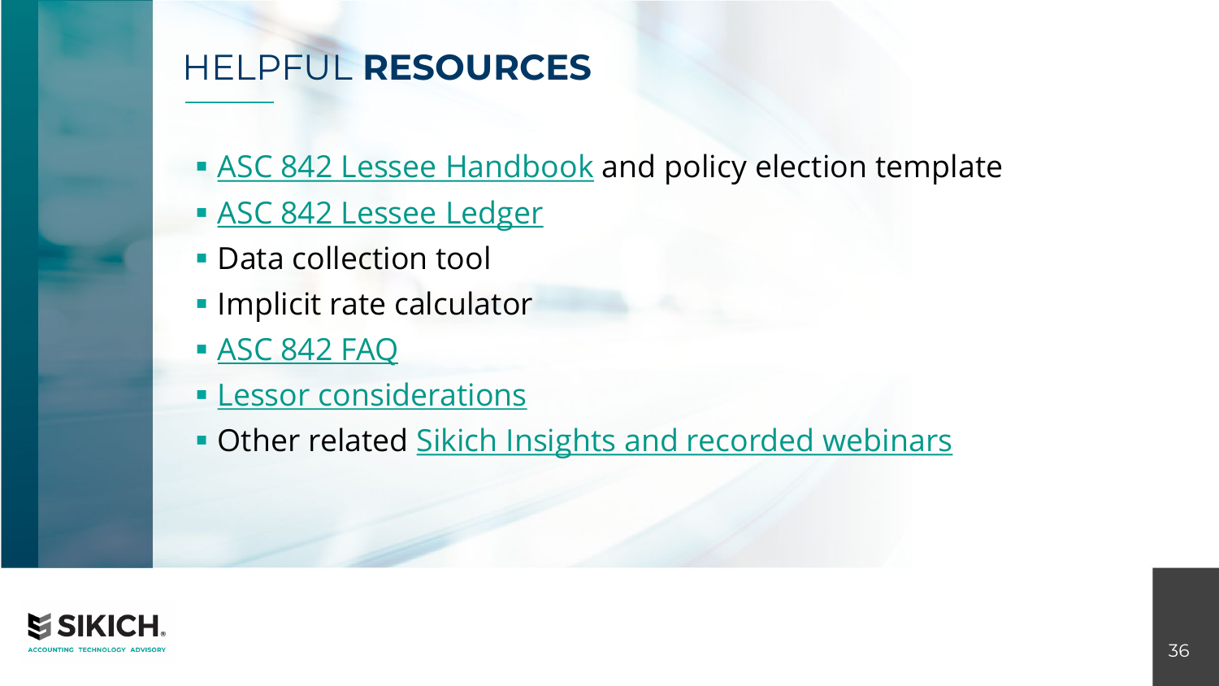# HELPFUL **RESOURCES**

- ASC 842 Lessee Handbook and policy election template
- ASC 842 Lessee Ledger
- Data collection tool
- Implicit rate calculator
- ASC 842 FAQ
- Lessor considerations
- Other related Sikich Insights and recorded webinars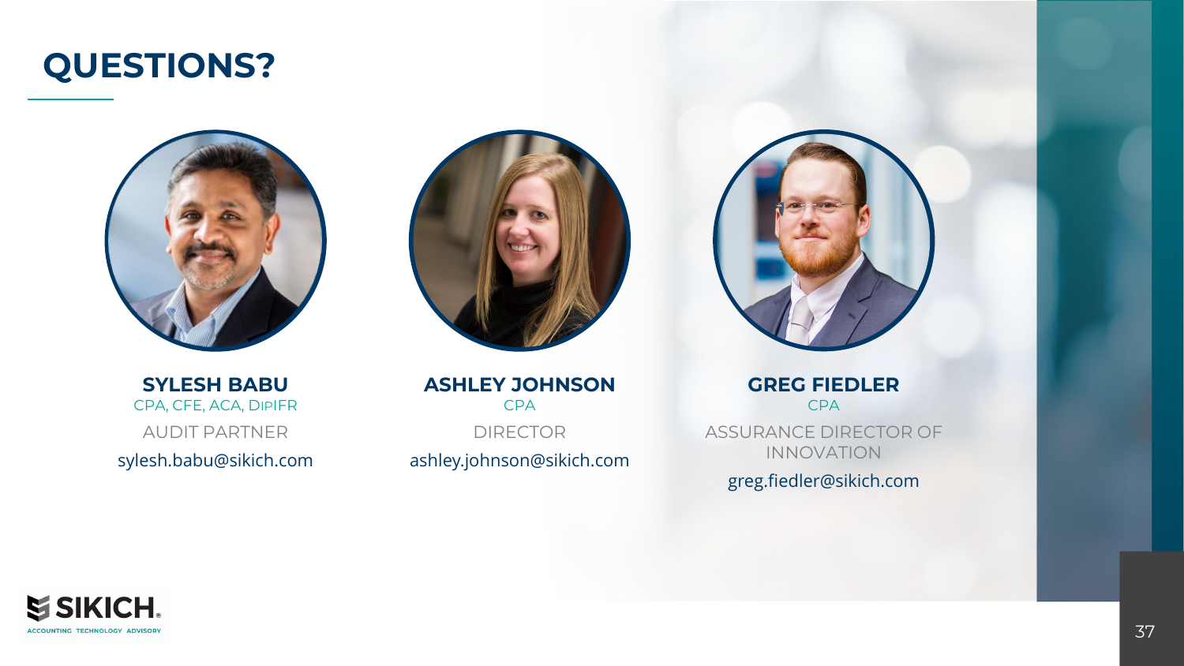# QUESTIONS?

**SYLESH BABU**
CPA, CFE, ACA, DipIFR
AUDIT PARTNER
sylesh.babu@sikich.com

**ASHLEY JOHNSON**
CPA
DIRECTOR
ashley.johnson@sikich.com

**GREG FIEDLER**
CPA
ASSURANCE DIRECTOR OF INNOVATION
greg.fiedler@sikich.com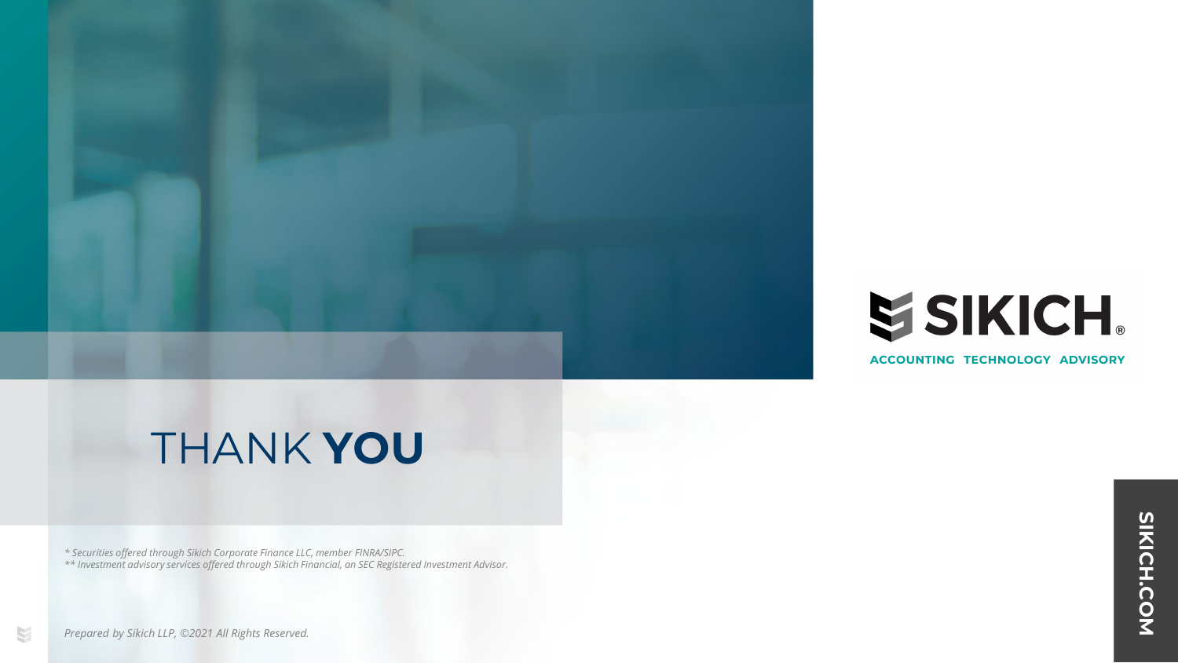# THANK **YOU**

SIKICH®

ACCOUNTING TECHNOLOGY ADVISORY

*\* Securities offered through Sikich Corporate Finance LLC, member FINRA/SIPC.*
*\*\* Investment advisory services offered through Sikich Financial, an SEC Registered Investment Advisor.*

*Prepared by Sikich LLP, ©2021 All Rights Reserved.*

SIKICH.COM